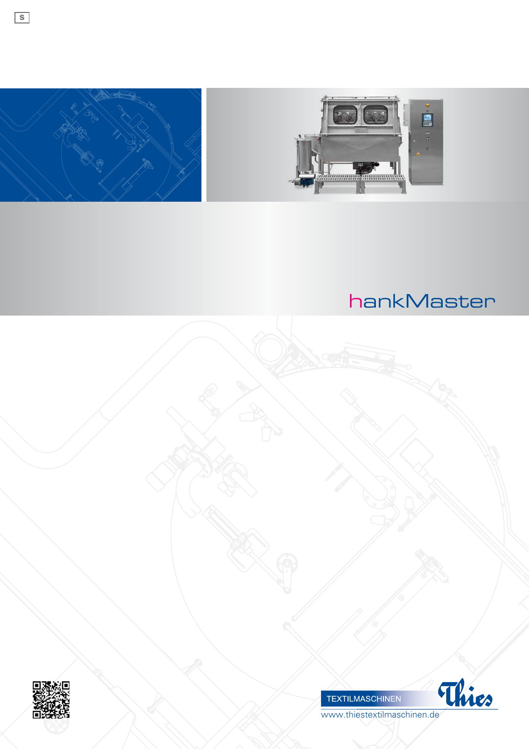S

# hankMaster

TEXTILMASCHINEN

Thies

www.thiestextilmaschinen.de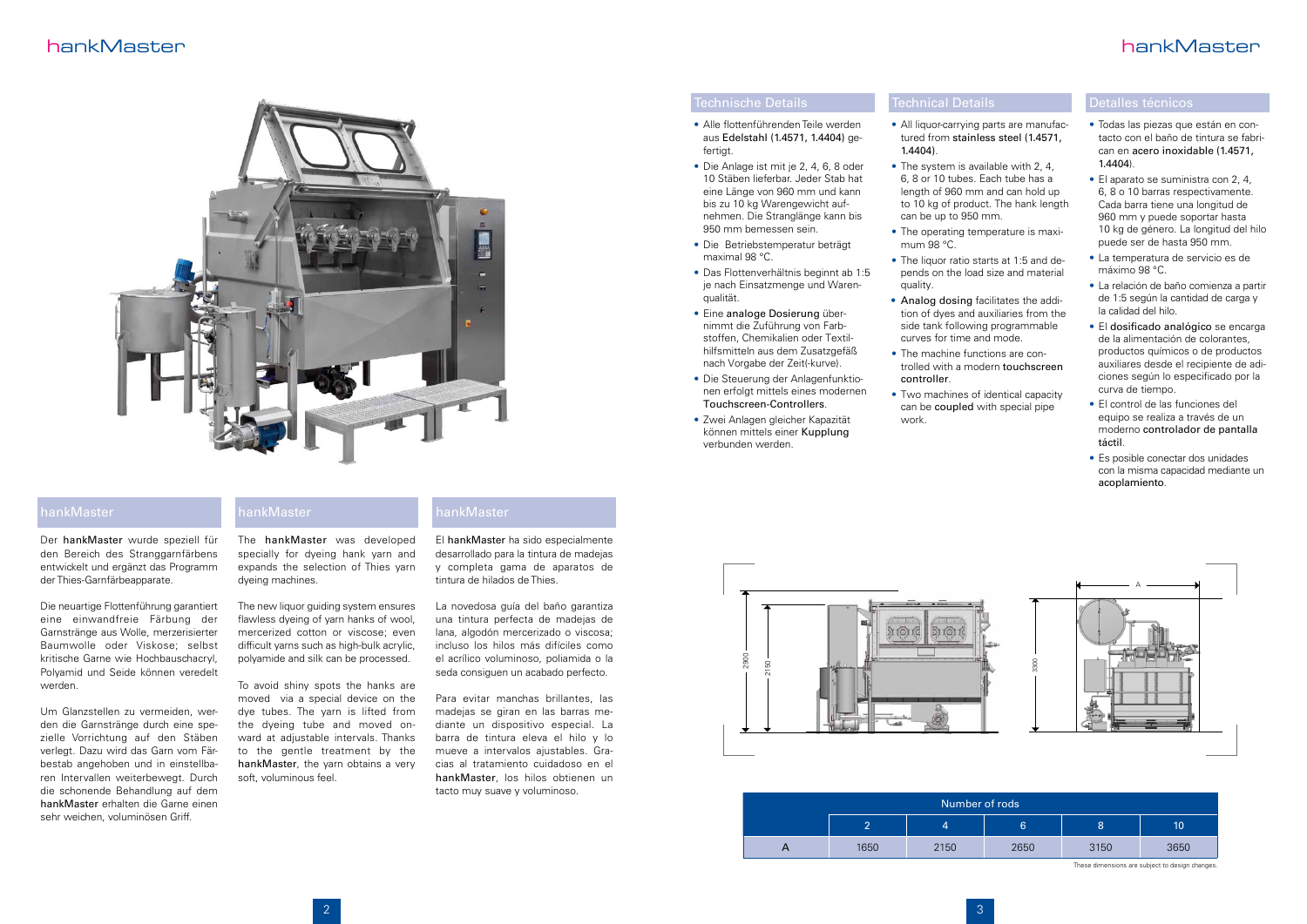# hankMaster

## hankMaster

Der **hankMaster** wurde speziell für den Bereich des Stranggarnfärbens entwickelt und ergänzt das Programm der Thies-Garnfärbeapparate.

Die neuartige Flottenführung garantiert eine einwandfreie Färbung der Garnstränge aus Wolle, merzerisierter Baumwolle oder Viskose; selbst kritische Garne wie Hochbauschacryl, Polyamid und Seide können veredelt werden.

Um Glanzstellen zu vermeiden, werden die Garnstränge durch eine spezielle Vorrichtung auf den Stäben verlegt. Dazu wird das Garn vom Färbestab angehoben und in einstellbaren Intervallen weiterbewegt. Durch die schonende Behandlung auf dem **hankMaster** erhalten die Garne einen sehr weichen, voluminösen Griff.

## hankMaster

The **hankMaster** was developed specially for dyeing hank yarn and expands the selection of Thies yarn dyeing machines.

The new liquor guiding system ensures flawless dyeing of yarn hanks of wool, mercerized cotton or viscose; even difficult yarns such as high-bulk acrylic, polyamide and silk can be processed.

To avoid shiny spots the hanks are moved via a special device on the dye tubes. The yarn is lifted from the dyeing tube and moved onward at adjustable intervals. Thanks to the gentle treatment by the **hankMaster**, the yarn obtains a very soft, voluminous feel.

## hankMaster

El **hankMaster** ha sido especialmente desarrollado para la tintura de madejas y completa gama de aparatos de tintura de hilados de Thies.

La novedosa guía del baño garantiza una tintura perfecta de madejas de lana, algodón mercerizado o viscosa; incluso los hilos más difíciles como el acrílico voluminoso, poliamida o la seda consiguen un acabado perfecto.

Para evitar manchas brillantes, las madejas se giran en las barras mediante un dispositivo especial. La barra de tintura eleva el hilo y lo mueve a intervalos ajustables. Gracias al tratamiento cuidadoso en el **hankMaster**, los hilos obtienen un tacto muy suave y voluminoso.

## Technische Details

- Alle flottenführenden Teile werden aus **Edelstahl (1.4571, 1.4404)** gefertigt.
- Die Anlage ist mit je 2, 4, 6, 8 oder 10 Stäben lieferbar. Jeder Stab hat eine Länge von 960 mm und kann bis zu 10 kg Warengewicht aufnehmen. Die Stranglänge kann bis 950 mm bemessen sein.
- Die Betriebstemperatur beträgt maximal 98 °C.
- Das Flottenverhältnis beginnt ab 1:5 je nach Einsatzmenge und Warenqualität.
- Eine **analoge Dosierung** übernimmt die Zuführung von Farbstoffen, Chemikalien oder Textilhilfsmitteln aus dem Zusatzgefäß nach Vorgabe der Zeit(-kurve).
- Die Steuerung der Anlagenfunktionen erfolgt mittels eines modernen **Touchscreen-Controllers**.
- Zwei Anlagen gleicher Kapazität können mittels einer **Kupplung** verbunden werden.

## Technical Details

- All liquor-carrying parts are manufactured from **stainless steel (1.4571, 1.4404)**.
- The system is available with 2, 4, 6, 8 or 10 tubes. Each tube has a length of 960 mm and can hold up to 10 kg of product. The hank length can be up to 950 mm.
- The operating temperature is maximum 98 °C.
- The liquor ratio starts at 1:5 and depends on the load size and material quality.
- **Analog dosing** facilitates the addition of dyes and auxiliaries from the side tank following programmable curves for time and mode.
- The machine functions are controlled with a modern **touchscreen controller**.
- Two machines of identical capacity can be **coupled** with special pipe work.

## Detalles técnicos

- Todas las piezas que están en contacto con el baño de tintura se fabrican en **acero inoxidable (1.4571, 1.4404)**.
- El aparato se suministra con 2, 4, 6, 8 o 10 barras respectivamente. Cada barra tiene una longitud de 960 mm y puede soportar hasta 10 kg de género. La longitud del hilo puede ser de hasta 950 mm.
- La temperatura de servicio es de máximo 98 °C.
- La relación de baño comienza a partir de 1:5 según la cantidad de carga y la calidad del hilo.
- El **dosificado analógico** se encarga de la alimentación de colorantes, productos químicos o de productos auxiliares desde el recipiente de adiciones según lo especificado por la curva de tiempo.
- El control de las funciones del equipo se realiza a través de un moderno **controlador de pantalla táctil**.
- Es posible conectar dos unidades con la misma capacidad mediante un **acoplamiento**.

2900 | 2150 | 3300 | A

| | Number of rods | | | | |
|---|---|---|---|---|---|
| | 2 | 4 | 6 | 8 | 10 |
| A | 1650 | 2150 | 2650 | 3150 | 3650 |

These dimensions are subject to design changes.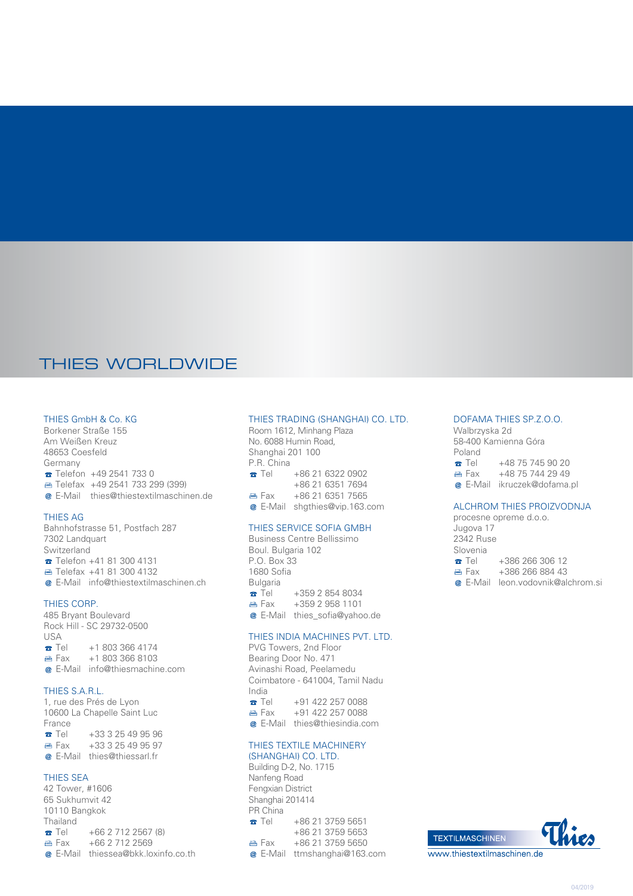# THIES WORLDWIDE

**THIES GmbH & Co. KG**
Borkener Straße 155
Am Weißen Kreuz
48653 Coesfeld
Germany
Telefon +49 2541 733 0
Telefax +49 2541 733 299 (399)
E-Mail thies@thiestextilmaschinen.de

**THIES AG**
Bahnhofstrasse 51, Postfach 287
7302 Landquart
Switzerland
Telefon +41 81 300 4131
Telefax +41 81 300 4132
E-Mail info@thiestextilmaschinen.ch

**THIES CORP.**
485 Bryant Boulevard
Rock Hill - SC 29732-0500
USA
Tel +1 803 366 4174
Fax +1 803 366 8103
E-Mail info@thiesmachine.com

**THIES S.A.R.L.**
1, rue des Prés de Lyon
10600 La Chapelle Saint Luc
France
Tel +33 3 25 49 95 96
Fax +33 3 25 49 95 97
E-Mail thies@thiessarl.fr

**THIES SEA**
42 Tower, #1606
65 Sukhumvit 42
10110 Bangkok
Thailand
Tel +66 2 712 2567 (8)
Fax +66 2 712 2569
E-Mail thiessea@bkk.loxinfo.co.th

**THIES TRADING (SHANGHAI) CO. LTD.**
Room 1612, Minhang Plaza
No. 6088 Humin Road,
Shanghai 201 100
P.R. China
Tel +86 21 6322 0902
+86 21 6351 7694
Fax +86 21 6351 7565
E-Mail shgthies@vip.163.com

**THIES SERVICE SOFIA GMBH**
Business Centre Bellissimo
Boul. Bulgaria 102
P.O. Box 33
1680 Sofia
Bulgaria
Tel +359 2 854 8034
Fax +359 2 958 1101
E-Mail thies_sofia@yahoo.de

**THIES INDIA MACHINES PVT. LTD.**
PVG Towers, 2nd Floor
Bearing Door No. 471
Avinashi Road, Peelamedu
Coimbatore - 641004, Tamil Nadu
India
Tel +91 422 257 0088
Fax +91 422 257 0088
E-Mail thies@thiesindia.com

**THIES TEXTILE MACHINERY (SHANGHAI) CO. LTD.**
Building D-2, No. 1715
Nanfeng Road
Fengxian District
Shanghai 201414
PR China
Tel +86 21 3759 5651
+86 21 3759 5653
Fax +86 21 3759 5650
E-Mail ttmshanghai@163.com

**DOFAMA THIES SP.Z.O.O.**
Walbrzyska 2d
58-400 Kamienna Góra
Poland
Tel +48 75 745 90 20
Fax +48 75 744 29 49
E-Mail ikruczek@dofama.pl

**ALCHROM THIES PROIZVODNJA**
procesne opreme d.o.o.
Jugova 17
2342 Ruse
Slovenia
Tel +386 266 306 12
Fax +386 266 884 43
E-Mail leon.vodovnik@alchrom.si

TEXTILMASCHINEN Thies
www.thiestextilmaschinen.de

04/2019